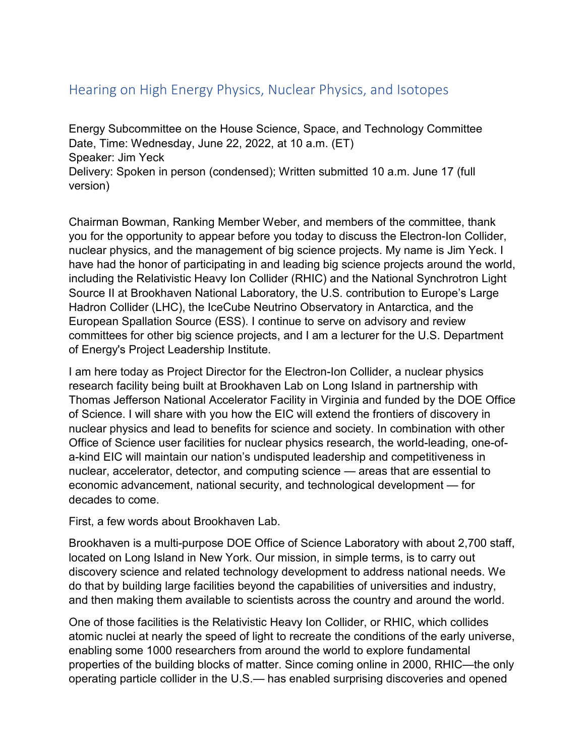# Hearing on High Energy Physics, Nuclear Physics, and Isotopes

Energy Subcommittee on the House Science, Space, and Technology Committee
Date, Time: Wednesday, June 22, 2022, at 10 a.m. (ET)
Speaker: Jim Yeck
Delivery: Spoken in person (condensed); Written submitted 10 a.m. June 17 (full version)

Chairman Bowman, Ranking Member Weber, and members of the committee, thank you for the opportunity to appear before you today to discuss the Electron-Ion Collider, nuclear physics, and the management of big science projects. My name is Jim Yeck. I have had the honor of participating in and leading big science projects around the world, including the Relativistic Heavy Ion Collider (RHIC) and the National Synchrotron Light Source II at Brookhaven National Laboratory, the U.S. contribution to Europe's Large Hadron Collider (LHC), the IceCube Neutrino Observatory in Antarctica, and the European Spallation Source (ESS). I continue to serve on advisory and review committees for other big science projects, and I am a lecturer for the U.S. Department of Energy's Project Leadership Institute.

I am here today as Project Director for the Electron-Ion Collider, a nuclear physics research facility being built at Brookhaven Lab on Long Island in partnership with Thomas Jefferson National Accelerator Facility in Virginia and funded by the DOE Office of Science. I will share with you how the EIC will extend the frontiers of discovery in nuclear physics and lead to benefits for science and society. In combination with other Office of Science user facilities for nuclear physics research, the world-leading, one-of-a-kind EIC will maintain our nation's undisputed leadership and competitiveness in nuclear, accelerator, detector, and computing science — areas that are essential to economic advancement, national security, and technological development — for decades to come.

First, a few words about Brookhaven Lab.

Brookhaven is a multi-purpose DOE Office of Science Laboratory with about 2,700 staff, located on Long Island in New York. Our mission, in simple terms, is to carry out discovery science and related technology development to address national needs. We do that by building large facilities beyond the capabilities of universities and industry, and then making them available to scientists across the country and around the world.

One of those facilities is the Relativistic Heavy Ion Collider, or RHIC, which collides atomic nuclei at nearly the speed of light to recreate the conditions of the early universe, enabling some 1000 researchers from around the world to explore fundamental properties of the building blocks of matter. Since coming online in 2000, RHIC—the only operating particle collider in the U.S.— has enabled surprising discoveries and opened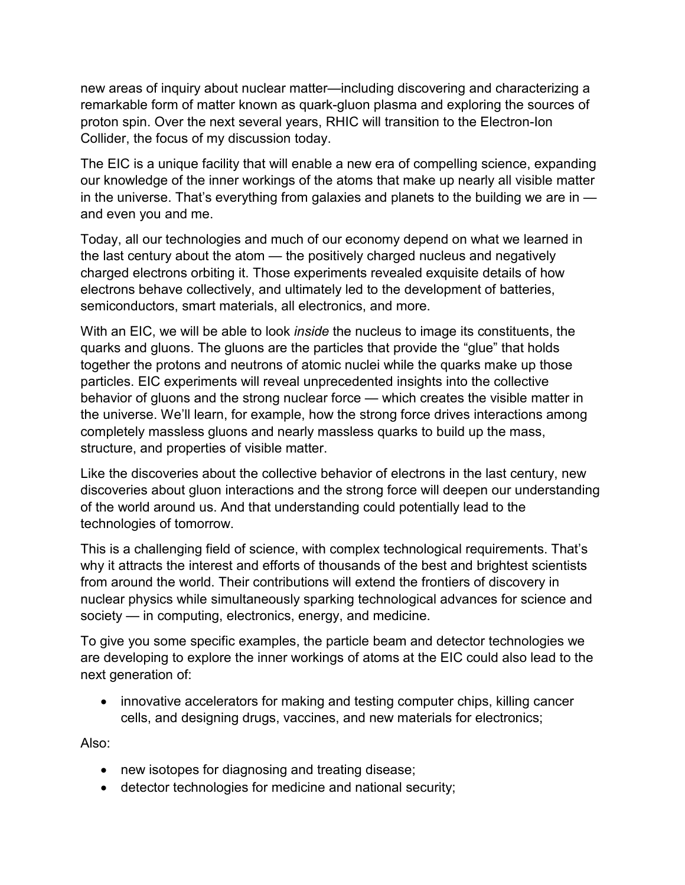new areas of inquiry about nuclear matter—including discovering and characterizing a remarkable form of matter known as quark-gluon plasma and exploring the sources of proton spin. Over the next several years, RHIC will transition to the Electron-Ion Collider, the focus of my discussion today.

The EIC is a unique facility that will enable a new era of compelling science, expanding our knowledge of the inner workings of the atoms that make up nearly all visible matter in the universe. That's everything from galaxies and planets to the building we are in — and even you and me.

Today, all our technologies and much of our economy depend on what we learned in the last century about the atom — the positively charged nucleus and negatively charged electrons orbiting it. Those experiments revealed exquisite details of how electrons behave collectively, and ultimately led to the development of batteries, semiconductors, smart materials, all electronics, and more.

With an EIC, we will be able to look *inside* the nucleus to image its constituents, the quarks and gluons. The gluons are the particles that provide the "glue" that holds together the protons and neutrons of atomic nuclei while the quarks make up those particles. EIC experiments will reveal unprecedented insights into the collective behavior of gluons and the strong nuclear force — which creates the visible matter in the universe. We'll learn, for example, how the strong force drives interactions among completely massless gluons and nearly massless quarks to build up the mass, structure, and properties of visible matter.

Like the discoveries about the collective behavior of electrons in the last century, new discoveries about gluon interactions and the strong force will deepen our understanding of the world around us. And that understanding could potentially lead to the technologies of tomorrow.

This is a challenging field of science, with complex technological requirements. That's why it attracts the interest and efforts of thousands of the best and brightest scientists from around the world. Their contributions will extend the frontiers of discovery in nuclear physics while simultaneously sparking technological advances for science and society — in computing, electronics, energy, and medicine.

To give you some specific examples, the particle beam and detector technologies we are developing to explore the inner workings of atoms at the EIC could also lead to the next generation of:

- innovative accelerators for making and testing computer chips, killing cancer cells, and designing drugs, vaccines, and new materials for electronics;

Also:

- new isotopes for diagnosing and treating disease;
- detector technologies for medicine and national security;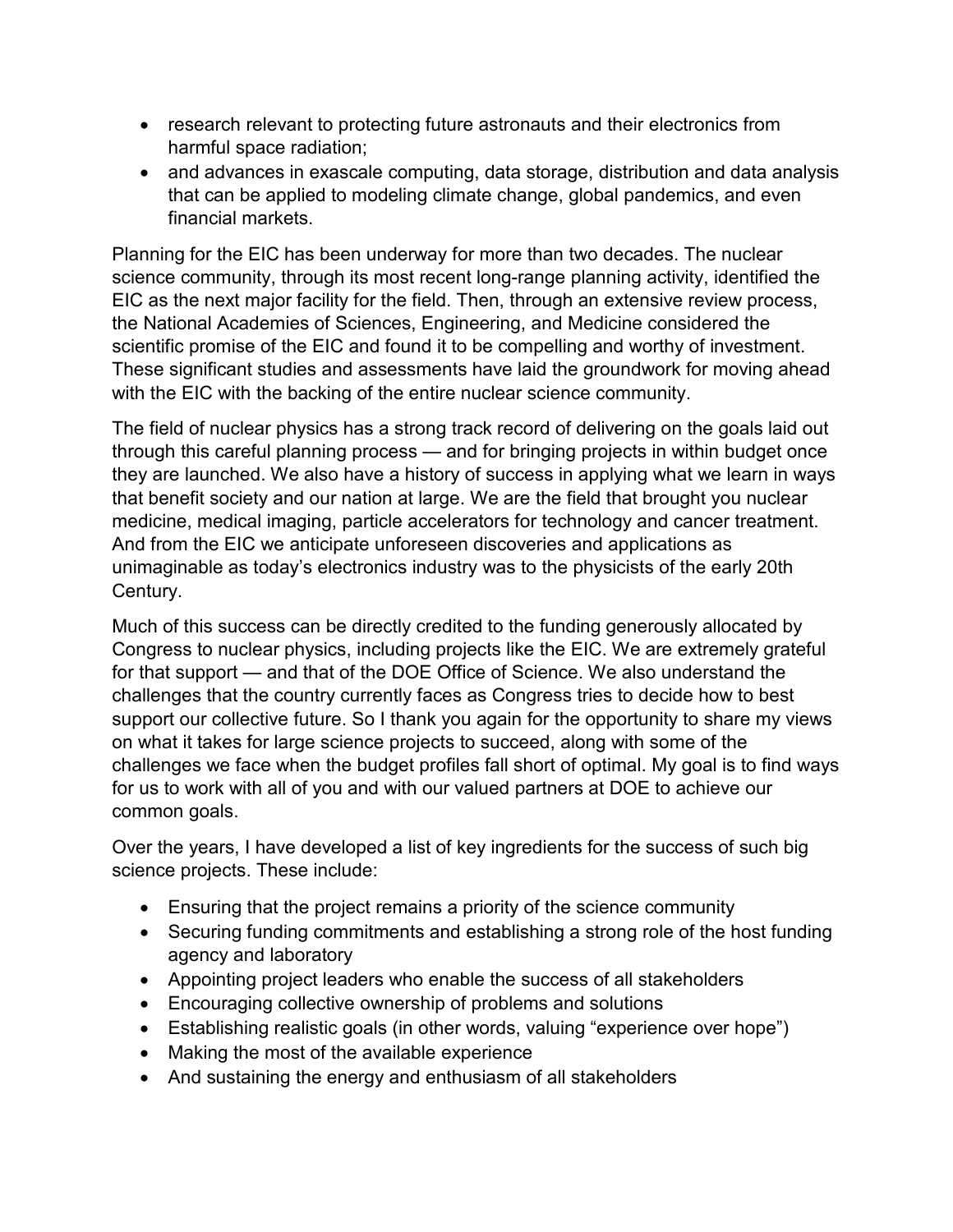- research relevant to protecting future astronauts and their electronics from harmful space radiation;
- and advances in exascale computing, data storage, distribution and data analysis that can be applied to modeling climate change, global pandemics, and even financial markets.

Planning for the EIC has been underway for more than two decades. The nuclear science community, through its most recent long-range planning activity, identified the EIC as the next major facility for the field. Then, through an extensive review process, the National Academies of Sciences, Engineering, and Medicine considered the scientific promise of the EIC and found it to be compelling and worthy of investment. These significant studies and assessments have laid the groundwork for moving ahead with the EIC with the backing of the entire nuclear science community.

The field of nuclear physics has a strong track record of delivering on the goals laid out through this careful planning process — and for bringing projects in within budget once they are launched. We also have a history of success in applying what we learn in ways that benefit society and our nation at large. We are the field that brought you nuclear medicine, medical imaging, particle accelerators for technology and cancer treatment. And from the EIC we anticipate unforeseen discoveries and applications as unimaginable as today's electronics industry was to the physicists of the early 20th Century.

Much of this success can be directly credited to the funding generously allocated by Congress to nuclear physics, including projects like the EIC. We are extremely grateful for that support — and that of the DOE Office of Science. We also understand the challenges that the country currently faces as Congress tries to decide how to best support our collective future. So I thank you again for the opportunity to share my views on what it takes for large science projects to succeed, along with some of the challenges we face when the budget profiles fall short of optimal. My goal is to find ways for us to work with all of you and with our valued partners at DOE to achieve our common goals.

Over the years, I have developed a list of key ingredients for the success of such big science projects. These include:

- Ensuring that the project remains a priority of the science community
- Securing funding commitments and establishing a strong role of the host funding agency and laboratory
- Appointing project leaders who enable the success of all stakeholders
- Encouraging collective ownership of problems and solutions
- Establishing realistic goals (in other words, valuing "experience over hope")
- Making the most of the available experience
- And sustaining the energy and enthusiasm of all stakeholders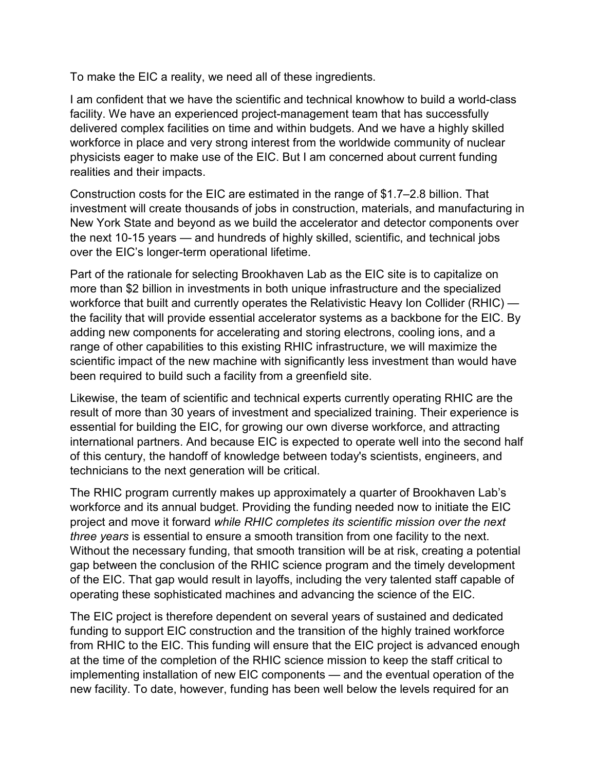To make the EIC a reality, we need all of these ingredients.

I am confident that we have the scientific and technical knowhow to build a world-class facility. We have an experienced project-management team that has successfully delivered complex facilities on time and within budgets. And we have a highly skilled workforce in place and very strong interest from the worldwide community of nuclear physicists eager to make use of the EIC. But I am concerned about current funding realities and their impacts.

Construction costs for the EIC are estimated in the range of $1.7–2.8 billion. That investment will create thousands of jobs in construction, materials, and manufacturing in New York State and beyond as we build the accelerator and detector components over the next 10-15 years — and hundreds of highly skilled, scientific, and technical jobs over the EIC's longer-term operational lifetime.

Part of the rationale for selecting Brookhaven Lab as the EIC site is to capitalize on more than $2 billion in investments in both unique infrastructure and the specialized workforce that built and currently operates the Relativistic Heavy Ion Collider (RHIC) — the facility that will provide essential accelerator systems as a backbone for the EIC. By adding new components for accelerating and storing electrons, cooling ions, and a range of other capabilities to this existing RHIC infrastructure, we will maximize the scientific impact of the new machine with significantly less investment than would have been required to build such a facility from a greenfield site.

Likewise, the team of scientific and technical experts currently operating RHIC are the result of more than 30 years of investment and specialized training. Their experience is essential for building the EIC, for growing our own diverse workforce, and attracting international partners. And because EIC is expected to operate well into the second half of this century, the handoff of knowledge between today's scientists, engineers, and technicians to the next generation will be critical.

The RHIC program currently makes up approximately a quarter of Brookhaven Lab's workforce and its annual budget. Providing the funding needed now to initiate the EIC project and move it forward *while RHIC completes its scientific mission over the next three years* is essential to ensure a smooth transition from one facility to the next. Without the necessary funding, that smooth transition will be at risk, creating a potential gap between the conclusion of the RHIC science program and the timely development of the EIC. That gap would result in layoffs, including the very talented staff capable of operating these sophisticated machines and advancing the science of the EIC.

The EIC project is therefore dependent on several years of sustained and dedicated funding to support EIC construction and the transition of the highly trained workforce from RHIC to the EIC. This funding will ensure that the EIC project is advanced enough at the time of the completion of the RHIC science mission to keep the staff critical to implementing installation of new EIC components — and the eventual operation of the new facility. To date, however, funding has been well below the levels required for an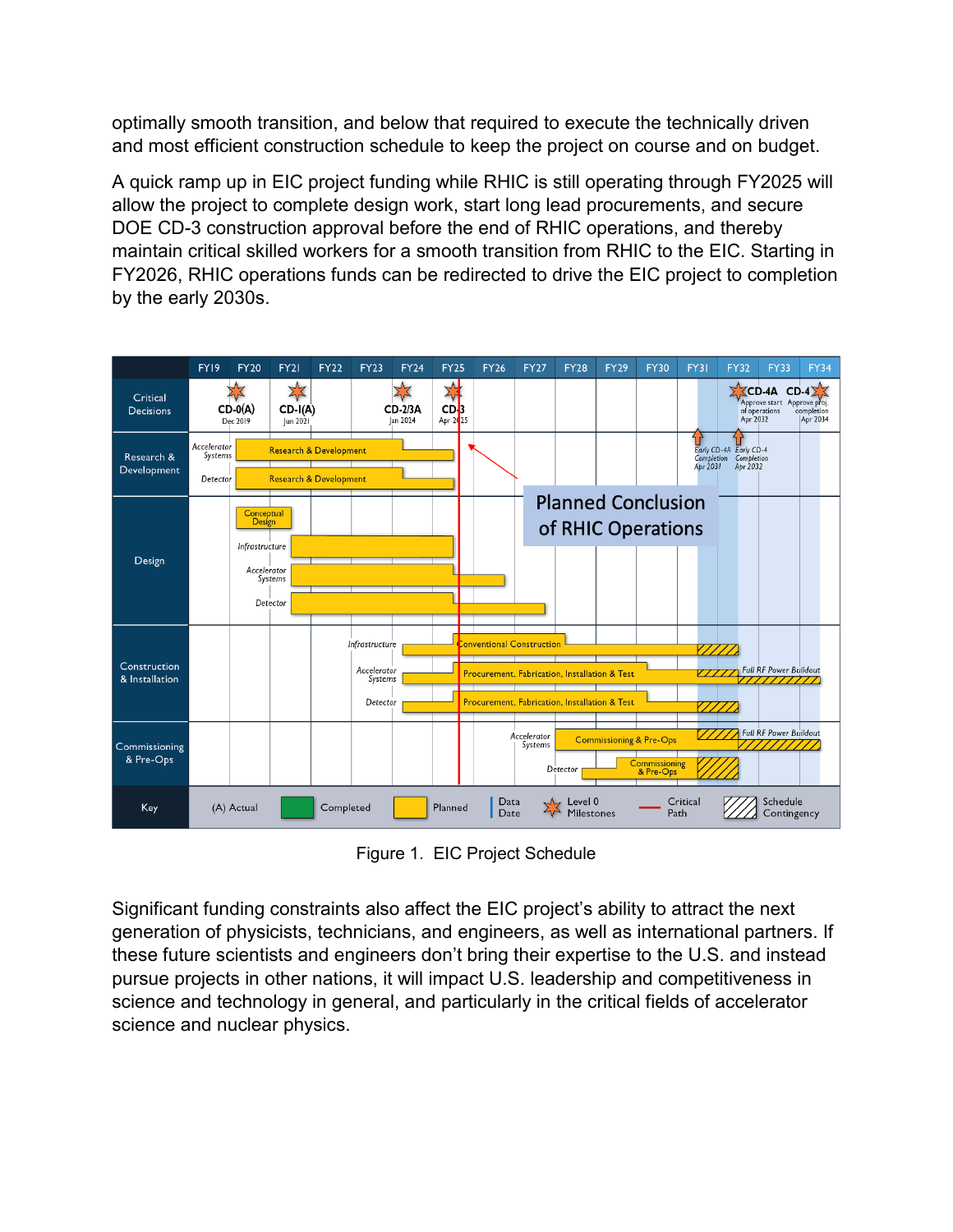optimally smooth transition, and below that required to execute the technically driven and most efficient construction schedule to keep the project on course and on budget.

A quick ramp up in EIC project funding while RHIC is still operating through FY2025 will allow the project to complete design work, start long lead procurements, and secure DOE CD-3 construction approval before the end of RHIC operations, and thereby maintain critical skilled workers for a smooth transition from RHIC to the EIC. Starting in FY2026, RHIC operations funds can be redirected to drive the EIC project to completion by the early 2030s.

Figure 1. EIC Project Schedule

Significant funding constraints also affect the EIC project's ability to attract the next generation of physicists, technicians, and engineers, as well as international partners. If these future scientists and engineers don't bring their expertise to the U.S. and instead pursue projects in other nations, it will impact U.S. leadership and competitiveness in science and technology in general, and particularly in the critical fields of accelerator science and nuclear physics.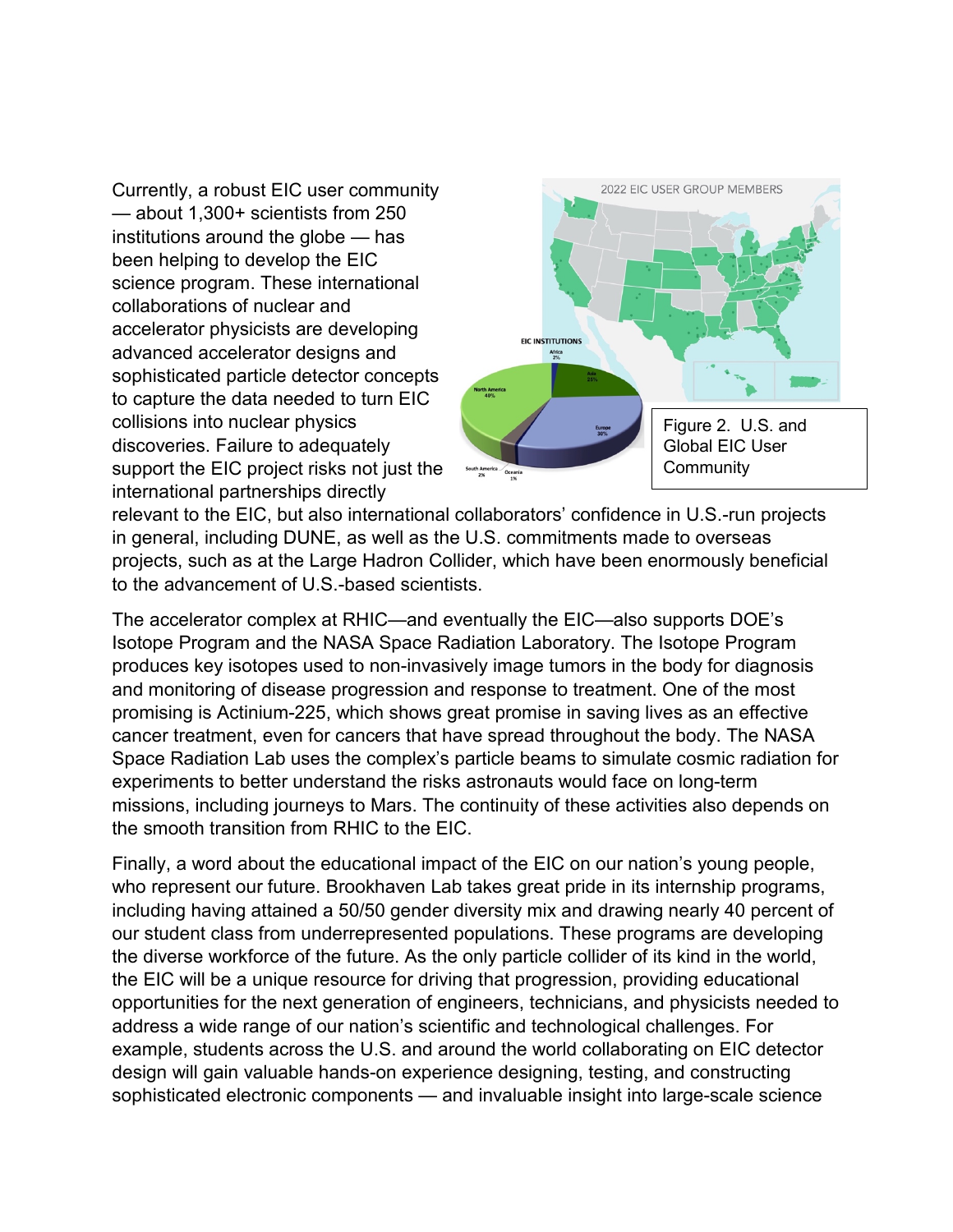Currently, a robust EIC user community — about 1,300+ scientists from 250 institutions around the globe — has been helping to develop the EIC science program. These international collaborations of nuclear and accelerator physicists are developing advanced accelerator designs and sophisticated particle detector concepts to capture the data needed to turn EIC collisions into nuclear physics discoveries. Failure to adequately support the EIC project risks not just the international partnerships directly relevant to the EIC, but also international collaborators' confidence in U.S.-run projects in general, including DUNE, as well as the U.S. commitments made to overseas projects, such as at the Large Hadron Collider, which have been enormously beneficial to the advancement of U.S.-based scientists.

Figure 2. U.S. and Global EIC User Community

The accelerator complex at RHIC—and eventually the EIC—also supports DOE's Isotope Program and the NASA Space Radiation Laboratory. The Isotope Program produces key isotopes used to non-invasively image tumors in the body for diagnosis and monitoring of disease progression and response to treatment. One of the most promising is Actinium-225, which shows great promise in saving lives as an effective cancer treatment, even for cancers that have spread throughout the body. The NASA Space Radiation Lab uses the complex's particle beams to simulate cosmic radiation for experiments to better understand the risks astronauts would face on long-term missions, including journeys to Mars. The continuity of these activities also depends on the smooth transition from RHIC to the EIC.

Finally, a word about the educational impact of the EIC on our nation's young people, who represent our future. Brookhaven Lab takes great pride in its internship programs, including having attained a 50/50 gender diversity mix and drawing nearly 40 percent of our student class from underrepresented populations. These programs are developing the diverse workforce of the future. As the only particle collider of its kind in the world, the EIC will be a unique resource for driving that progression, providing educational opportunities for the next generation of engineers, technicians, and physicists needed to address a wide range of our nation's scientific and technological challenges. For example, students across the U.S. and around the world collaborating on EIC detector design will gain valuable hands-on experience designing, testing, and constructing sophisticated electronic components — and invaluable insight into large-scale science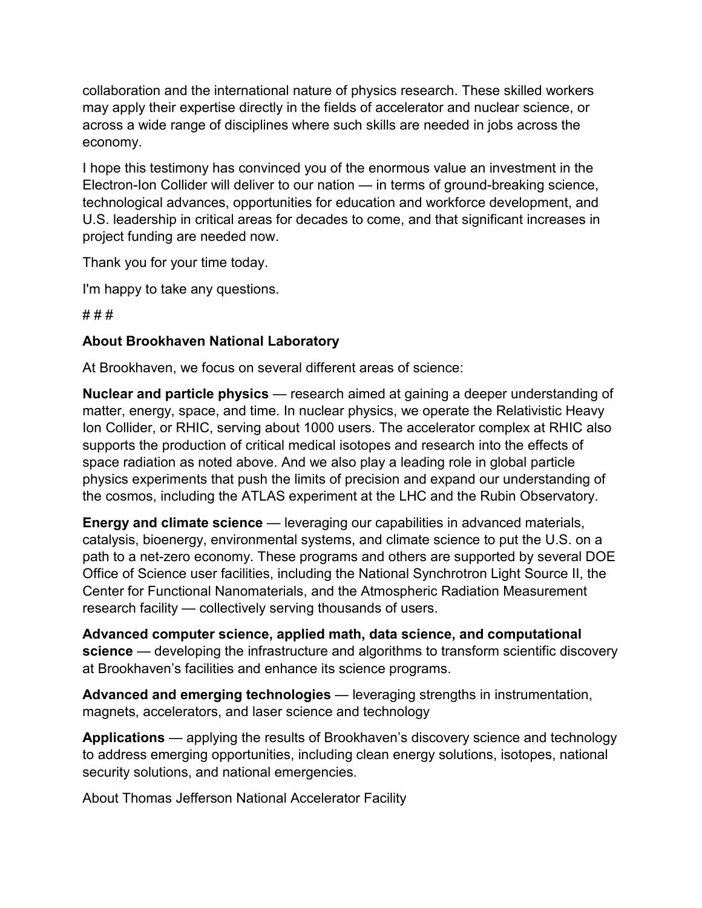collaboration and the international nature of physics research. These skilled workers may apply their expertise directly in the fields of accelerator and nuclear science, or across a wide range of disciplines where such skills are needed in jobs across the economy.

I hope this testimony has convinced you of the enormous value an investment in the Electron-Ion Collider will deliver to our nation — in terms of ground-breaking science, technological advances, opportunities for education and workforce development, and U.S. leadership in critical areas for decades to come, and that significant increases in project funding are needed now.

Thank you for your time today.

I'm happy to take any questions.

# # #

**About Brookhaven National Laboratory**

At Brookhaven, we focus on several different areas of science:

**Nuclear and particle physics** — research aimed at gaining a deeper understanding of matter, energy, space, and time. In nuclear physics, we operate the Relativistic Heavy Ion Collider, or RHIC, serving about 1000 users. The accelerator complex at RHIC also supports the production of critical medical isotopes and research into the effects of space radiation as noted above. And we also play a leading role in global particle physics experiments that push the limits of precision and expand our understanding of the cosmos, including the ATLAS experiment at the LHC and the Rubin Observatory.

**Energy and climate science** — leveraging our capabilities in advanced materials, catalysis, bioenergy, environmental systems, and climate science to put the U.S. on a path to a net-zero economy. These programs and others are supported by several DOE Office of Science user facilities, including the National Synchrotron Light Source II, the Center for Functional Nanomaterials, and the Atmospheric Radiation Measurement research facility — collectively serving thousands of users.

**Advanced computer science, applied math, data science, and computational science** — developing the infrastructure and algorithms to transform scientific discovery at Brookhaven's facilities and enhance its science programs.

**Advanced and emerging technologies** — leveraging strengths in instrumentation, magnets, accelerators, and laser science and technology

**Applications** — applying the results of Brookhaven's discovery science and technology to address emerging opportunities, including clean energy solutions, isotopes, national security solutions, and national emergencies.

About Thomas Jefferson National Accelerator Facility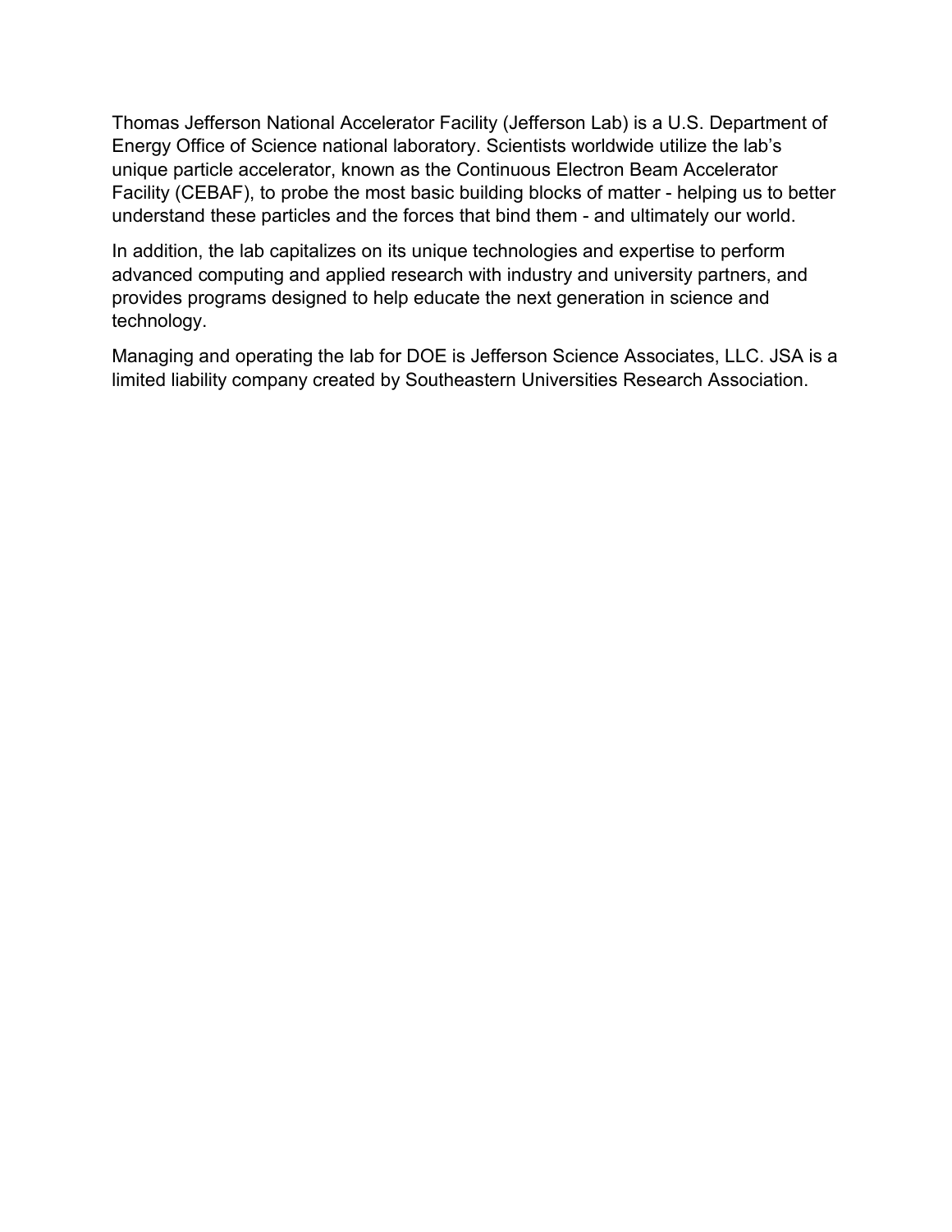Thomas Jefferson National Accelerator Facility (Jefferson Lab) is a U.S. Department of Energy Office of Science national laboratory. Scientists worldwide utilize the lab's unique particle accelerator, known as the Continuous Electron Beam Accelerator Facility (CEBAF), to probe the most basic building blocks of matter - helping us to better understand these particles and the forces that bind them - and ultimately our world.

In addition, the lab capitalizes on its unique technologies and expertise to perform advanced computing and applied research with industry and university partners, and provides programs designed to help educate the next generation in science and technology.

Managing and operating the lab for DOE is Jefferson Science Associates, LLC. JSA is a limited liability company created by Southeastern Universities Research Association.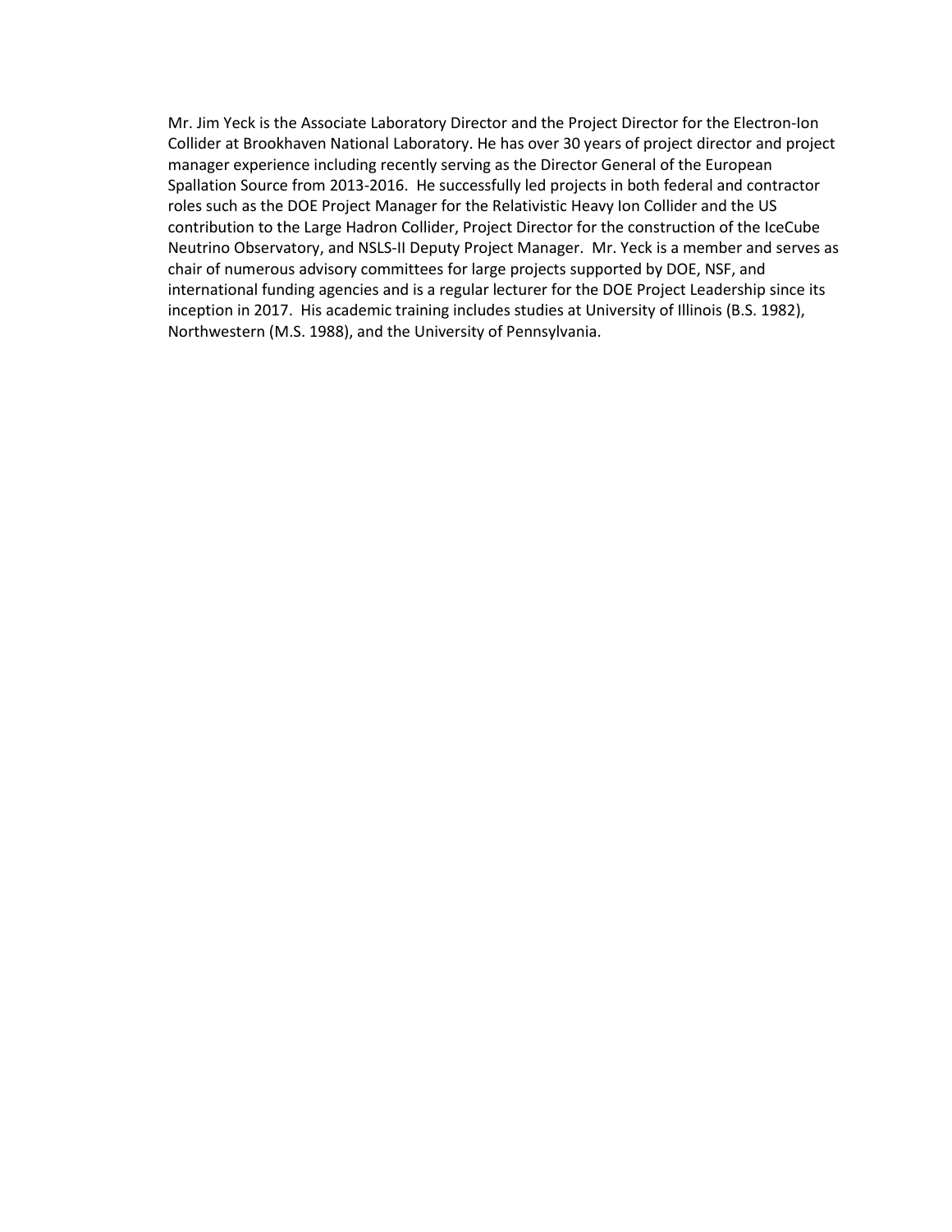Mr. Jim Yeck is the Associate Laboratory Director and the Project Director for the Electron-Ion Collider at Brookhaven National Laboratory. He has over 30 years of project director and project manager experience including recently serving as the Director General of the European Spallation Source from 2013-2016. He successfully led projects in both federal and contractor roles such as the DOE Project Manager for the Relativistic Heavy Ion Collider and the US contribution to the Large Hadron Collider, Project Director for the construction of the IceCube Neutrino Observatory, and NSLS-II Deputy Project Manager. Mr. Yeck is a member and serves as chair of numerous advisory committees for large projects supported by DOE, NSF, and international funding agencies and is a regular lecturer for the DOE Project Leadership since its inception in 2017. His academic training includes studies at University of Illinois (B.S. 1982), Northwestern (M.S. 1988), and the University of Pennsylvania.